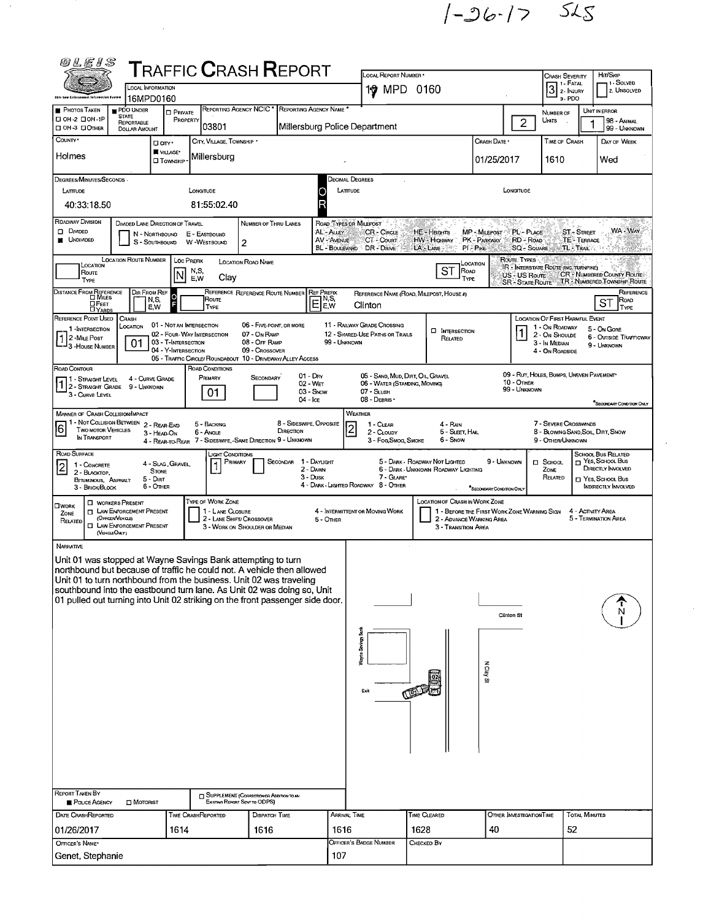1-26-17 SLS

# TRAFFIC CRASH REPORT

OLEIS

| Field | Value |
|---|---|
| Local Information | 16MPD0160 |
| Local Report Number | 17 MPD 0160 |
| Crash Severity | 3 (1 - Fatal, 2 - Injury, 3 - PDO) |
| Hit/Skip | 1 - Solved, 2. Unsolved |
| Photos Taken | ■ |
| PDO Under State Reportable Dollar Amount | ■ |
| Private Property | ☐ |
| Reporting Agency NCIC | 03801 |
| Reporting Agency Name | Millersburg Police Department |
| Number of Units | 2 |
| Unit in Error | 1 (98 - Animal, 99 - Unknown) |
| County | Holmes |
| City, Village, Township | ■ Village: Millersburg |
| Crash Date | 01/25/2017 |
| Time of Crash | 1610 |
| Day of Week | Wed |
| Latitude (Degrees/Minutes/Seconds) | 40:33:18.50 |
| Longitude (Degrees/Minutes/Seconds) | 81:55:02.40 |

## Roadway

| Field | Value |
|---|---|
| Roadway Division | ■ Undivided |
| Divided Lane Direction of Travel | N - Northbound, E - Eastbound, S - Southbound, W - Westbound |
| Number of Thru Lanes | 2 |
| Location Route Number | |
| Loc Prefix | N |
| Location Road Name | Clay |
| Location Road Type | ST |
| Distance From Reference | |
| Dir From Reference | F |
| Reference Route Type | |
| Ref Prefix | E |
| Reference Name (Road, Milepost, House #) | Clinton |
| Reference Road Type | ST |
| Reference Point Used | 1 (1 - Intersection, 2 - Mile Post, 3 - House Number) |
| Crash Location | 01 |
| Intersection Related | ☐ |
| Location of First Harmful Event | 1 |
| Road Contour | 1 |
| Road Conditions Primary | 01 |
| Road Conditions Secondary | |
| Manner of Crash Collision/Impact | 6 |
| Weather | 2 |
| Road Surface | 2 |
| Light Conditions Primary | 1 |
| Light Conditions Secondary | |
| School Zone Related | ☐ |
| School Bus Related | ☐ |
| Work Zone Related | ☐ |

Road Types of Milepost: AL - Alley, AV - Avenue, BL - Boulevard, CR - Circle, CT - Court, DR - Drive, HE - Heights, HW - Highway, LA - Lane, MP - Milepost, PK - Parkway, PI - Pike, PL - Place, RD - Road, SQ - Square, ST - Street, TE - Terrace, TL - Trail, WA - Way

Route Types: IR - Interstate Route (inc. Turnpike), US - US Route, SR - State Route, CR - Numbered County Route, TR - Numbered Township Route

Crash Location: 01 - Not an Intersection, 02 - Four-Way Intersection, 03 - T-Intersection, 04 - Y-Intersection, 05 - Traffic Circle/ Roundabout, 06 - Five-Point, or More, 07 - On Ramp, 08 - Off Ramp, 09 - Crossover, 10 - Driveway/ Alley Access, 11 - Railway Grade Crossing, 12 - Shared-Use Paths or Trails, 99 - Unknown

Location of First Harmful Event: 1 - On Roadway, 2 - On Shoulde, 3 - In Median, 4 - On Roadside, 5 - On Gore, 6 - Outside Trafficway, 9 - Unknown

Road Contour: 1 - Straight Level, 2 - Straight Grade, 3 - Curve Level, 4 - Curve Grade, 9 - Unknown

Road Conditions: 01 - Dry, 02 - Wet, 03 - Snow, 04 - Ice, 05 - Sand, Mud, Dirt, Oil, Gravel, 06 - Water (Standing, Moving), 07 - Slush, 08 - Debris, 09 - Rut, Holes, Bumps, Uneven Pavement*, 10 - Other, 99 - Unknown (*Secondary Condition Only)

Manner of Crash Collision/Impact: 1 - Not Collision Between Two Motor Vehicles In Transport, 2 - Rear-End, 3 - Head-On, 4 - Rear-to-Rear, 5 - Backing, 6 - Angle, 7 - Sideswipe, -Same Direction, 8 - Sideswipe, Opposite Direction, 9 - Unknown

Weather: 1 - Clear, 2 - Cloudy, 3 - Fog, Smog, Smoke, 4 - Rain, 5 - Sleet, Hail, 6 - Snow, 7 - Severe Crosswinds, 8 - Blowing Sand, Soil, Dirt, Snow, 9 - Other/Unknown

Road Surface: 1 - Concrete, 2 - Blacktop, Bituminous, Asphalt, 3 - Brick/Block, 4 - Slag, Gravel, Stone, 5 - Dirt, 6 - Other

Light Conditions: 1 - Daylight, 2 - Dawn, 3 - Dusk, 4 - Dark - Lighted Roadway, 5 - Dark - Roadway Not Lighted, 6 - Dark - Unknown Roadway Lighting, 7 - Glare*, 8 - Other, 9 - Unknown (*Secondary Condition Only)

Work Zone: ☐ Workers Present, ☐ Law Enforcement Present (Officer/Vehicle), ☐ Law Enforcement Present (Vehicle Only). Type of Work Zone: 1 - Lane Closure, 2 - Lane Shift/ Crossover, 3 - Work on Shoulder or Median, 4 - Intermittent or Moving Work, 5 - Other. Location of Crash in Work Zone: 1 - Before the First Work Zone Warning Sign, 2 - Advance Warning Area, 3 - Transition Area, 4 - Activity Area, 5 - Termination Area

## Narrative

Unit 01 was stopped at Wayne Savings Bank attempting to turn northbound but because of traffic he could not. A vehicle then allowed Unit 01 to turn northbound from the business. Unit 02 was traveling southbound into the eastbound turn lane. As Unit 02 was doing so, Unit 01 pulled out turning into Unit 02 striking on the front passenger side door.

Diagram labels: Clinton St, N Clay St, Wayne Savings Bank, Exit, 01, 02, N

## Report Information

| Field | Value |
|---|---|
| Report Taken By | ■ Police Agency ☐ Motorist |
| Supplement | ☐ |
| Date Crash Reported | 01/26/2017 |
| Time Crash Reported | 1614 |
| Dispatch Time | 1616 |
| Arrival Time | 1616 |
| Time Cleared | 1628 |
| Other Investigation Time | 40 |
| Total Minutes | 52 |
| Officer's Name | Genet, Stephanie |
| Officer's Badge Number | 107 |
| Checked By | |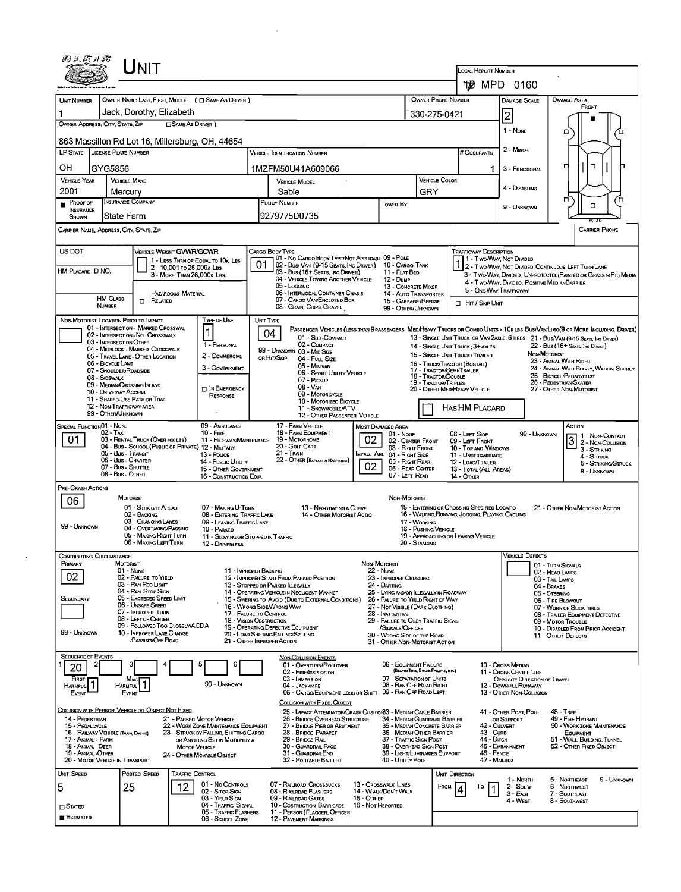# UNIT

**LOCAL REPORT NUMBER:** MPD 0160

| UNIT NUMBER | OWNER NAME: LAST, FIRST, MIDDLE ( ☐ SAME AS DRIVER ) | OWNER PHONE NUMBER | DAMAGE SCALE | DAMAGE AREA |
|---|---|---|---|---|
| 1 | Jack, Dorothy, Elizabeth | 330-275-0421 | 2 | FRONT |

**OWNER ADDRESS: CITY, STATE, ZIP** ☐ SAME AS DRIVER )
863 Massillon Rd Lot 16, Millersburg, OH, 44654

Damage Scale: 1 - NONE, 2 - MINOR, 3 - FUNCTIONAL, 4 - DISABLING, 9 - UNKNOWN

| LP STATE | LICENSE PLATE NUMBER | VEHICLE IDENTIFICATION NUMBER | # OCCUPANTS |
|---|---|---|---|
| OH | GYG5856 | 1MZFM50U41A609066 | 1 |

| VEHICLE YEAR | VEHICLE MAKE | VEHICLE MODEL | VEHICLE COLOR |
|---|---|---|---|
| 2001 | Mercury | Sable | GRY |

| ■ PROOF OF INSURANCE SHOWN | INSURANCE COMPANY | POLICY NUMBER | TOWED BY |
|---|---|---|---|
| | State Farm | 9279775D0735 | |

CARRIER NAME, ADDRESS, CITY, STATE, ZIP | CARRIER PHONE

US DOT | HM PLACARD ID NO. | HM CLASS NUMBER | ☐ RELATED HAZARDOUS MATERIAL

VEHICLE WEIGHT GVWR/GCWR: 1 - LESS THAN OR EQUAL TO 10K LBS; 2 - 10,001 TO 26,000K LBS; 3 - MORE THAN 26,000K LBS.

CARGO BODY TYPE: **01** — 01 - NO CARGO BODY TYPE/NOT APPLICABLE; 02 - BUS/VAN (9-15 SEATS, INC DRIVER); 03 - BUS (16+ SEATS, INC DRIVER); 04 - VEHICLE TOWING ANOTHER VEHICLE; 05 - LOGGING; 06 - INTERMODAL CONTAINER CHASIS; 07 - CARGO VAN/ENCLOSED BOX; 08 - GRAIN, CHIPS, GRAVEL; 09 - POLE; 10 - CARGO TANK; 11 - FLAT BED; 12 - DUMP; 13 - CONCRETE MIXER; 14 - AUTO TRANSPORTER; 15 - GARBAGE/REFUSE; 99 - OTHER/UNKNOWN

TRAFFICWAY DESCRIPTION: **1** — 1 - TWO-WAY, NOT DIVIDED; 2 - TWO-WAY, NOT DIVIDED, CONTINUOUS LEFT TURN LANE; 3 - TWO-WAY, DIVIDED, UNPROTECTED (PAINTED OR GRASS >4FT.) MEDIA; 4 - TWO-WAY, DIVIDED, POSITIVE MEDIAN BARRIER; 5 - ONE-WAY TRAFFICWAY; ☐ HIT / SKIP UNIT

NON-MOTORIST LOCATION PRIOR TO IMPACT: 01 - INTERSECTION - MARKED CROSSWAL; 02 - INTERSECTION - NO CROSSWALK; 03 - INTERSECTION OTHER; 04 - MIDBLOCK - MARKED CROSSWALK; 05 - TRAVEL LANE - OTHER LOCATION; 06 - BICYCLE LANE; 07 - SHOULDER/ROADSIDE; 08 - SIDEWALK; 09 - MEDIAN/CROSSING ISLAND; 10 - DRIVE WAY ACCESS; 11 - SHARED-USE PATH OR TRAIL; 12 - NON-TRAFFICWAY AREA; 99 - OTHER/UNKNOWN

TYPE OF USE: **1** — 1 - PERSONAL; 2 - COMMERCIAL; 3 - GOVERNMENT; ☐ IN EMERGENCY RESPONSE

UNIT TYPE: **04** — PASSENGER VEHICLES (LESS THAN 9 PASSENGERS MED/HEAVY TRUCKS OR COMBO UNITS > 10K LBS BUS/VAN/LIMO(9 OR MORE INCLUDING DRIVER)); 01 - SUB-COMPACT; 02 - COMPACT; 99 - UNKNOWN 03 - MID SIZE OR HIT/SKIP; 04 - FULL SIZE; 05 - MINIVAN; 06 - SPORT UTILITY VEHICLE; 07 - PICKUP; 08 - VAN; 09 - MOTORCYCLE; 10 - MOTORIZED BICYCLE; 11 - SNOWMOBILE/ATV; 12 - OTHER PASSENGER VEHICLE; 13 - SINGLE UNIT TRUCK OR VAN 2AXLE, 6 TIRES; 14 - SINGLE UNIT TRUCK; 3+ AXLES; 15 - SINGLE UNIT TRUCK / TRAILER; 16 - TRUCK/TRACTOR (BOBTAIL); 17 - TRACTOR/SEMI-TRAILER; 18 - TRACTOR/DOUBLE; 19 - TRACTOR/TRIPLES; 20 - OTHER MED/HEAVY VEHICLE; 21 - BUS/VAN (9-15 SEATS, INC DRIVER); 22 - BUS (16+ SEATS, INC DRIVER); NON-MOTORIST: 23 - ANIMAL WITH RIDER; 24 - ANIMAL WITH BUGGY, WAGON, SURREY; 25 - BICYCLE/PEDACYCLIST; 26 - PEDESTRIAN/SKATER; 27 - OTHER NON-MOTORIST; ☐ HAS HM PLACARD

SPECIAL FUNCTION: **01** — 01 - NONE; 02 - TAXI; 03 - RENTAL TRUCK (OVER 10K LBS); 04 - BUS - SCHOOL (PUBLIC OR PRIVATE); 05 - BUS - TRANSIT; 06 - BUS - CHARTER; 07 - BUS - SHUTTLE; 08 - BUS - OTHER; 09 - AMBULANCE; 10 - FIRE; 11 - HIGHWAY/MAINTENANCE; 12 - MILITARY; 13 - POLICE; 14 - PUBLIC UTILITY; 15 - OTHER GOVERNMENT; 16 - CONSTRUCTION EQIP.; 17 - FARM VEHICLE; 18 - FARM EQUIPMENT; 19 - MOTORHOME; 20 - GOLF CART; 21 - TRAIN; 22 - OTHER (EXPLAIN IN NARRATIVE)

MOST DAMAGED AREA: **02**; IMPACT AREA: **02** — 01 - NONE; 02 - CENTER FRONT; 03 - RIGHT FRONT; 04 - RIGHT SIDE; 05 - RIGHT REAR; 06 - REAR CENTER; 07 - LEFT REAR; 08 - LEFT SIDE; 09 - LEFT FRONT; 10 - TOP AND WINDOWS; 11 - UNDERCARRIAGE; 12 - LOAD/TRAILER; 13 - TOTAL (ALL AREAS); 14 - OTHER; 99 - UNKNOWN

ACTION: **3** — 1 - NON-CONTACT; 2 - NON-COLLISION; 3 - STRIKING; 4 - STRUCK; 5 - STRIKING/STRUCK; 9 - UNKNOWN

PRE-CRASH ACTIONS: **06** — MOTORIST: 01 - STRAIGHT AHEAD; 02 - BACKING; 03 - CHANGING LANES; 04 - OVERTAKING/PASSING; 05 - MAKING RIGHT TURN; 06 - MAKING LEFT TURN; 07 - MAKING U-TURN; 08 - ENTERING TRAFFIC LANE; 09 - LEAVING TRAFFIC LANE; 10 - PARKED; 11 - SLOWING OR STOPPED IN TRAFFIC; 12 - DRIVERLESS; 13 - NEGOTIATING A CURVE; 14 - OTHER MOTORIST ACTIO; 99 - UNKNOWN. NON-MOTORIST: 15 - ENTERING OR CROSSING SPECIFIED LOCATIO; 16 - WALKING, RUNNING, JOGGING, PLAYING, CYCLING; 17 - WORKING; 18 - PUSHING VEHICLE; 19 - APPROACHING OR LEAVING VEHICLE; 20 - STANDING; 21 - OTHER NON-MOTORIST ACTION

CONTRIBUTING CIRCUMSTANCE: PRIMARY **02**; SECONDARY (blank) — MOTORIST: 01 - NONE; 02 - FAILURE TO YIELD; 03 - RAN RED LIGHT; 04 - RAN STOP SIGN; 05 - EXCEEDED SPEED LIMIT; 06 - UNSAFE SPEED; 07 - IMPROPER TURN; 08 - LEFT OF CENTER; 09 - FOLLOWED TOO CLOSELY/ACDA; 10 - IMPROPER LANE CHANGE /PASSING/OFF ROAD; 11 - IMPROPER BACKING; 12 - IMPROPER START FROM PARKED POSITION; 13 - STOPPED OR PARKED ILLEGALLY; 14 - OPERATING VEHICLE IN NEGLIGENT MANNER; 15 - SWERING TO AVOID (DUE TO EXTERNAL CONDITIONS); 16 - WRONG SIDE/WRONG WAY; 17 - FAILURE TO CONTROL; 18 - VISION OBSTRUCTION; 19 - OPERATING DEFECTIVE EQUIPMENT; 20 - LOAD SHIFTING/FALLING/SPILLING; 21 - OTHER IMPROPER ACTION; 99 - UNKNOWN. NON-MOTORIST: 22 - NONE; 23 - IMPROPER CROSSING; 24 - DARTING; 25 - LYING AND/OR ILLEGALLY IN ROADWAY; 26 - FALURE TO YIELD RIGHT OF WAY; 27 - NOT VISIBLE (DARK CLOTHING); 28 - INATTENTIVE; 29 - FAILURE TO OBEY TRAFFIC SIGNS /SIGNALS/OFFICER; 30 - WRONG SIDE OF THE ROAD; 31 - OTHER NON-MOTORIST ACTION

VEHICLE DEFECTS: 01 - TURN SIGNALS; 02 - HEAD LAMPS; 03 - TAIL LAMPS; 04 - BRAKES; 05 - STEERING; 06 - TIRE BLOWOUT; 07 - WORN OR SLICK TIRES; 08 - TRAILER EQUIPMENT DEFECTIVE; 09 - MOTOR TROUBLE; 10 - DISABLED FROM PRIOR ACCIDENT; 11 - OTHER DEFECTS

SEQUENCE OF EVENTS: 1: **20**; 2–6: (blank); FIRST HARMFUL EVENT: **1**; MOST HARMFUL EVENT: **1**; 99 - UNKNOWN

NON-COLLISION EVENTS: 01 - OVERTURN/ROLLOVER; 02 - FIRE/EXPLOSION; 03 - IMMERSION; 04 - JACKKNIFE; 05 - CARGO/EQUIPMENT LOSS OR SHIFT; 06 - EQUIPMENT FAILURE (BLOWN TIRE, BRAKE FAILURE, ETC); 07 - SEPARATION OF UNITS; 08 - RAN OFF ROAD RIGHT; 09 - RAN OFF ROAD LEFT; 10 - CROSS MEDIAN; 11 - CROSS CENTER LINE OPPOSITE DIRECTION OF TRAVEL; 12 - DOWNHILL RUNAWAY; 13 - OTHER NON-COLLISION

COLLISION WITH PERSON, VEHICLE OR OBJECT NOT FIXED: 14 - PEDESTRIAN; 15 - PEDALCYCLE; 16 - RAILWAY VEHICLE (TRAIN, ENGINE); 17 - ANIMAL - FARM; 18 - ANIMAL - DEER; 19 - ANIMAL - OTHER; 20 - MOTOR VEHICLE IN TRANSPORT; 21 - PARKED MOTOR VEHICLE; 22 - WORK ZONE MAINTENANCE EQUIPMENT; 23 - STRUCK BY FALLING, SHIFTING CARGO OR ANYTHING SET IN MOTION BY A MOTOR VEHICLE; 24 - OTHER MOVABLE OBJECT

COLLISION WITH FIXED, OBJECT: 25 - IMPACT ATTENUATOR/CRASH CUSHION; 26 - BRIDGE OVERHEAD STRUCTURE; 27 - BRIDGE PIER OR ABUTMENT; 28 - BRIDGE PARAPET; 29 - BRIDGE RAIL; 30 - GUARDRAIL FACE; 31 - GUARDRAIL END; 32 - PORTABLE BARRIER; 33 - MEDIAN CABLE BARRIER; 34 - MEDIAN GUARDRAIL BARRIER; 35 - MEDIAN CONCRETE BARRIER; 36 - MEDIAN OTHER BARRIER; 37 - TRAFFIC SIGN POST; 38 - OVERHEAD SIGN POST; 39 - LIGHT/LUMINARIES SUPPORT; 40 - UTILITY POLE; 41 - OTHER POST, POLE OR SUPPORT; 42 - CULVERT; 43 - CURB; 44 - DITCH; 45 - EMBANKMENT; 46 - FENCE; 47 - MAILBOX; 48 - TREE; 49 - FIRE HYDRANT; 50 - WORK ZONE MAINTENANCE EQUIPMENT; 51 - WALL, BUILDING, TUNNEL; 52 - OTHER FIXED OBJECT

| UNIT SPEED | POSTED SPEED | TRAFFIC CONTROL | UNIT DIRECTION |
|---|---|---|---|
| 5 | 25 | 12 | FROM 4 TO 1 |

☐ STATED ■ ESTIMATED

TRAFFIC CONTROL: 01 - NO CONTROLS; 02 - STOP SIGN; 03 - YIELD SIGN; 04 - TRAFFIC SIGNAL; 05 - TRAFFIC FLASHERS; 06 - SCHOOL ZONE; 07 - RAILROAD CROSSBUCKS; 08 - RAILROAD FLASHERS; 09 - RAILROAD GATES; 10 - COSTRUCTION BARRICADE; 11 - PERSON (FLAGGER, OFFICER); 12 - PAVEMENT MARKINGS; 13 - CROSSWALK LINES; 14 - WALK/DON'T WALK; 15 - OTHER; 16 - NOT REPORTED

UNIT DIRECTION: 1 - NORTH; 2 - SOUTH; 3 - EAST; 4 - WEST; 5 - NORTHEAST; 6 - NORTHWEST; 7 - SOUTHEAST; 8 - SOUTHWEST; 9 - UNKNOWN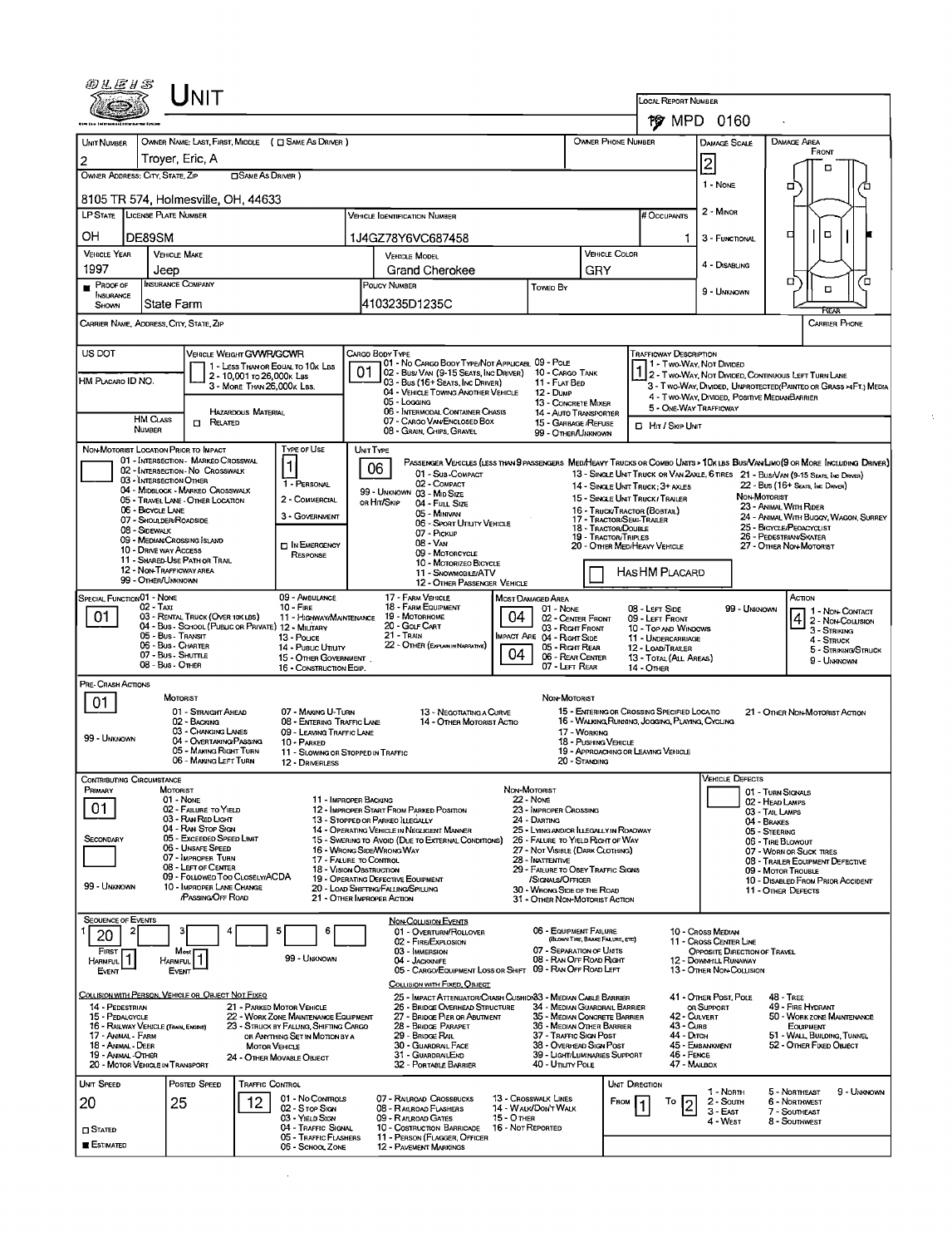# UNIT

**Local Report Number:** MPD 0160

| Unit Number | Owner Name: Last, First, Middle ( ☐ Same As Driver ) | Owner Phone Number | Damage Scale | Damage Area |
|---|---|---|---|---|
| 2 | Troyer, Eric, A | | 2 | Front |

**Owner Address: City, State, Zip** ☐ Same As Driver: 8105 TR 574, Holmesville, OH, 44633

| LP State | License Plate Number | Vehicle Identification Number | # Occupants |
|---|---|---|---|
| OH | DE89SM | 1J4GZ78Y6VC687458 | 1 |

| Vehicle Year | Vehicle Make | Vehicle Model | Vehicle Color |
|---|---|---|---|
| 1997 | Jeep | Grand Cherokee | GRY |

| Proof of Insurance Shown | Insurance Company | Policy Number | Towed By |
|---|---|---|---|
| ■ | State Farm | 4103235D1235C | |

Damage Scale: 1 - None; 2 - Minor; 3 - Functional; 4 - Disabling; 9 - Unknown

Carrier Name, Address, City, State, Zip:

Carrier Phone:

US DOT:

HM Placard ID No.:

HM Class Number:

Vehicle Weight GVWR/GCWR: 1 - Less Than or Equal to 10k Lbs; 2 - 10,001 to 26,000k Lbs; 3 - More Than 26,000k Lbs.

Hazardous Material: ☐ Related

Cargo Body Type: **01** — 01 - No Cargo Body Type/Not Applicabl; 02 - Bus/Van (9-15 Seats, Inc Driver); 03 - Bus (16+ Seats, Inc Driver); 04 - Vehicle Towing Another Vehicle; 05 - Logging; 06 - Intermodal Container Chasis; 07 - Cargo Van/Enclosed Box; 08 - Grain, Chips, Gravel; 09 - Pole; 10 - Cargo Tank; 11 - Flat Bed; 12 - Dump; 13 - Concrete Mixer; 14 - Auto Transporter; 15 - Garbage/Refuse; 99 - Other/Unknown

Trafficway Description: **1** — 1 - Two-Way, Not Divided; 2 - Two-Way, Not Divided, Continuous Left Turn Lane; 3 - Two-Way, Divided, Unprotected(Painted or Grass >4Ft.) Media; 4 - Two-Way, Divided, Positive Median Barrier; 5 - One-Way Trafficway

☐ Hit / Skip Unit

Non-Motorist Location Prior to Impact: 01 - Intersection - Marked Crosswal; 02 - Intersection - No Crosswalk; 03 - Intersection Other; 04 - Midblock - Marked Crosswalk; 05 - Travel Lane - Other Location; 06 - Bicycle Lane; 07 - Shoulder/Roadside; 08 - Sidewalk; 09 - Median/Crossing Island; 10 - Drive way Access; 11 - Shared-Use Path or Trail; 12 - Non-Trafficway Area; 99 - Other/Unknown

Type of Use: **1** — 1 - Personal; 2 - Commercial; 3 - Government; ☐ In Emergency Response

Unit Type: **06** — Passenger Vehicles (less than 9 passengers): 01 - Sub-Compact; 02 - Compact; 99 - Unknown 03 - Mid Size; or Hit/Skip 04 - Full Size; 05 - Minivan; 06 - Sport Utility Vehicle; 07 - Pickup; 08 - Van; 09 - Motorcycle; 10 - Motorized Bicycle; 11 - Snowmobile/ATV; 12 - Other Passenger Vehicle. Med/Heavy Trucks or Combo Units > 10k lbs Bus/Van/Limo(9 or More Including Driver): 13 - Single Unit Truck or Van 2Axle, 6 Tires; 21 - Bus/Van (9-15 Seats, Inc Driver); 14 - Single Unit Truck; 3+ Axles; 22 - Bus (16+ Seats, Inc Driver); 15 - Single Unit Truck / Trailer; 16 - Truck/Tractor (Bobtail); 17 - Tractor/Semi-Trailer; 18 - Tractor/Double; 19 - Tractor/Triples; 20 - Other Med/Heavy Vehicle. Non-Motorist: 23 - Animal With Rider; 24 - Animal With Buggy, Wagon, Surrey; 25 - Bicycle/Pedacyclist; 26 - Pedestrian/Skater; 27 - Other Non-Motorist

☐ Has HM Placard

Special Function: **01** — 01 - None; 02 - Taxi; 03 - Rental Truck (Over 10k lbs); 04 - Bus - School (Public or Private); 05 - Bus - Transit; 06 - Bus - Charter; 07 - Bus - Shuttle; 08 - Bus - Other; 09 - Ambulance; 10 - Fire; 11 - Highway/Maintenance; 12 - Military; 13 - Police; 14 - Public Utility; 15 - Other Government; 16 - Construction Eqip.; 17 - Farm Vehicle; 18 - Farm Equipment; 19 - Motorhome; 20 - Golf Cart; 21 - Train; 22 - Other (Explain in Narrative)

Most Damaged Area: **04**; Impact Are: **04** — 01 - None; 02 - Center Front; 03 - Right Front; 04 - Right Side; 05 - Right Rear; 06 - Rear Center; 07 - Left Rear; 08 - Left Side; 09 - Left Front; 10 - Top and Windows; 11 - Undercarriage; 12 - Load/Trailer; 13 - Total (All Areas); 14 - Other; 99 - Unknown

Action: **4** — 1 - Non-Contact; 2 - Non-Collision; 3 - Striking; 4 - Struck; 5 - Striking/Struck; 9 - Unknown

Pre-Crash Actions: **01** — Motorist: 01 - Straight Ahead; 02 - Backing; 03 - Changing Lanes; 04 - Overtaking/Passing; 05 - Making Right Turn; 06 - Making Left Turn; 07 - Making U-Turn; 08 - Entering Traffic Lane; 09 - Leaving Traffic Lane; 10 - Parked; 11 - Slowing or Stopped in Traffic; 12 - Driverless; 13 - Negotiating a Curve; 14 - Other Motorist Actio. Non-Motorist: 15 - Entering or Crossing Specified Locatio; 16 - Walking, Running, Jogging, Playing, Cycling; 17 - Working; 18 - Pushing Vehicle; 19 - Approaching or Leaving Vehicle; 20 - Standing; 21 - Other Non-Motorist Action. 99 - Unknown

Contributing Circumstance: Primary **01**; Secondary: — Motorist: 01 - None; 02 - Failure to Yield; 03 - Ran Red Light; 04 - Ran Stop Sign; 05 - Exceeded Speed Limit; 06 - Unsafe Speed; 07 - Improper Turn; 08 - Left of Center; 09 - Followed Too Closely/ACDA; 10 - Improper Lane Change /Passing/Off Road; 11 - Improper Backing; 12 - Improper Start From Parked Position; 13 - Stopped or Parked Illegally; 14 - Operating Vehicle in Negligent Manner; 15 - Swering to Avoid (Due to External Conditions); 16 - Wrong Side/Wrong Way; 17 - Failure to Control; 18 - Vision Obstruction; 19 - Operating Defective Equipment; 20 - Load Shifting/Falling/Spilling; 21 - Other Improper Action. Non-Motorist: 22 - None; 23 - Improper Crossing; 24 - Darting; 25 - Lying and/or Illegally in Roadway; 26 - Failure to Yield Right of Way; 27 - Not Visible (Dark Clothing); 28 - Inattentive; 29 - Failure to Obey Traffic Signs /Signals/Officer; 30 - Wrong Side of the Road; 31 - Other Non-Motorist Action. 99 - Unknown

Vehicle Defects: 01 - Turn Signals; 02 - Head Lamps; 03 - Tail Lamps; 04 - Brakes; 05 - Steering; 06 - Tire Blowout; 07 - Worn or Slick Tires; 08 - Trailer Equipment Defective; 09 - Motor Trouble; 10 - Disabled From Prior Accident; 11 - Other Defects

Sequence of Events: 1: **20**; 2: ; 3: ; 4: ; 5: ; 6: ; First Harmful Event: **1**; Most Harmful Event: **1**; 99 - Unknown

Non-Collision Events: 01 - Overturn/Rollover; 02 - Fire/Explosion; 03 - Immersion; 04 - Jackknife; 05 - Cargo/Equipment Loss or Shift; 06 - Equipment Failure (Blown Tire, Brake Failure, etc); 07 - Separation of Units; 08 - Ran Off Road Right; 09 - Ran Off Road Left; 10 - Cross Median; 11 - Cross Center Line Opposite Direction of Travel; 12 - Downhill Runaway; 13 - Other Non-Collision

Collision with Person, Vehicle or Object Not Fixed: 14 - Pedestrian; 15 - Pedalcycle; 16 - Railway Vehicle (Train, Engine); 17 - Animal - Farm; 18 - Animal - Deer; 19 - Animal - Other; 20 - Motor Vehicle in Transport; 21 - Parked Motor Vehicle; 22 - Work Zone Maintenance Equipment; 23 - Struck by Falling, Shifting Cargo or Anything Set in Motion by a Motor Vehicle; 24 - Other Movable Object

Collision with Fixed, Object: 25 - Impact Attenuator/Crash Cushion; 26 - Bridge Overhead Structure; 27 - Bridge Pier or Abutment; 28 - Bridge Parapet; 29 - Bridge Rail; 30 - Guardrail Face; 31 - Guardrail End; 32 - Portable Barrier; 33 - Median Cable Barrier; 34 - Median Guardrail Barrier; 35 - Median Concrete Barrier; 36 - Median Other Barrier; 37 - Traffic Sign Post; 38 - Overhead Sign Post; 39 - Light/Luminaries Support; 40 - Utility Pole; 41 - Other Post, Pole or Support; 42 - Culvert; 43 - Curb; 44 - Ditch; 45 - Embankment; 46 - Fence; 47 - Mailbox; 48 - Tree; 49 - Fire Hydrant; 50 - Work Zone Maintenance Equipment; 51 - Wall, Building, Tunnel; 52 - Other Fixed Object

| Unit Speed | Posted Speed | Traffic Control | Unit Direction |
|---|---|---|---|
| 20 | 25 | 12 | From 1 To 2 |

☐ Stated; ■ Estimated

Traffic Control: 01 - No Controls; 02 - Stop Sign; 03 - Yield Sign; 04 - Traffic Signal; 05 - Traffic Flashers; 06 - School Zone; 07 - Railroad Crossbucks; 08 - Railroad Flashers; 09 - Railroad Gates; 10 - Costruction Barricade; 11 - Person (Flagger, Officer); 12 - Pavement Markings; 13 - Crosswalk Lines; 14 - Walk/Don't Walk; 15 - Other; 16 - Not Reported

Unit Direction: 1 - North; 2 - South; 3 - East; 4 - West; 5 - Northeast; 6 - Northwest; 7 - Southeast; 8 - Southwest; 9 - Unknown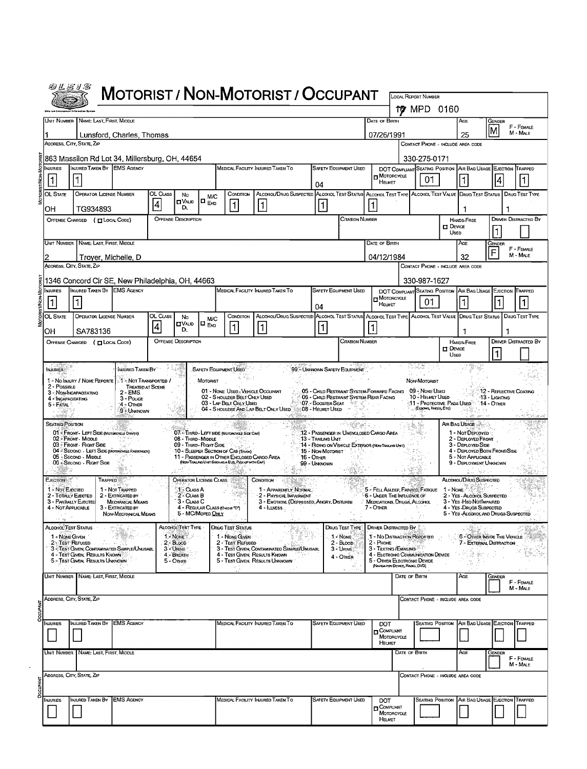# MOTORIST / NON-MOTORIST / OCCUPANT

OLEIS — Ohio Law Enforcement Information System

LOCAL REPORT NUMBER: 17 MPD 0160

## MOTORIST/NON-MOTORIST

| UNIT NUMBER | NAME: LAST, FIRST, MIDDLE | DATE OF BIRTH | AGE | GENDER |
|---|---|---|---|---|
| 1 | Lunsford, Charles, Thomas | 07/26/1991 | 25 | M |

ADDRESS, CITY, STATE, ZIP: 863 Massilon Rd Lot 34, Millersburg, OH, 44654
CONTACT PHONE - INCLUDE AREA CODE: 330-275-0171

| INJURIES | INJURED TAKEN BY | EMS AGENCY | MEDICAL FACILITY INJURED TAKEN TO | SAFETY EQUIPMENT USED | DOT COMPLIANT MOTORCYCLE HELMET | SEATING POSITION | AIR BAG USAGE | EJECTION | TRAPPED |
|---|---|---|---|---|---|---|---|---|---|
| 1 | 1 | | | 04 | | 01 | 1 | 4 | 1 |

| OL STATE | OPERATOR LICENSE NUMBER | OL CLASS | NO VALID DL | M/C END | CONDITION | ALCOHOL/DRUG SUSPECTED | ALCOHOL TEST STATUS | ALCOHOL TEST TYPE | ALCOHOL TEST VALUE | DRUG TEST STATUS | DRUG TEST TYPE |
|---|---|---|---|---|---|---|---|---|---|---|---|
| OH | TG934893 | 4 | | | 1 | 1 | 1 | 1 | | 1 | 1 |

| OFFENSE CHARGED ( LOCAL CODE) | OFFENSE DESCRIPTION | CITATION NUMBER | HANDS-FREE DEVICE USED | DRIVER DISTRACTED BY |
|---|---|---|---|---|
| | | | | 1 |

| UNIT NUMBER | NAME: LAST, FIRST, MIDDLE | DATE OF BIRTH | AGE | GENDER |
|---|---|---|---|---|
| 2 | Troyer, Michelle, D | 04/12/1984 | 32 | F |

ADDRESS, CITY, STATE, ZIP: 1346 Concord Cir SE, New Philadelphia, OH, 44663
CONTACT PHONE - INCLUDE AREA CODE: 330-987-1627

| INJURIES | INJURED TAKEN BY | EMS AGENCY | MEDICAL FACILITY INJURED TAKEN TO | SAFETY EQUIPMENT USED | DOT COMPLIANT MOTORCYCLE HELMET | SEATING POSITION | AIR BAG USAGE | EJECTION | TRAPPED |
|---|---|---|---|---|---|---|---|---|---|
| 1 | 1 | | | 04 | | 01 | 1 | 1 | 1 |

| OL STATE | OPERATOR LICENSE NUMBER | OL CLASS | NO VALID DL | M/C END | CONDITION | ALCOHOL/DRUG SUSPECTED | ALCOHOL TEST STATUS | ALCOHOL TEST TYPE | ALCOHOL TEST VALUE | DRUG TEST STATUS | DRUG TEST TYPE |
|---|---|---|---|---|---|---|---|---|---|---|---|
| OH | SA783136 | 4 | | | 1 | 1 | 1 | 1 | | 1 | 1 |

| OFFENSE CHARGED ( LOCAL CODE) | OFFENSE DESCRIPTION | CITATION NUMBER | HANDS-FREE DEVICE USED | DRIVER DISTRACTED BY |
|---|---|---|---|---|
| | | | | 1 |

## Codes

**INJURIES:** 1 - No Injury / None Reported; 2 - Possible; 3 - Non-Incapacitating; 4 - Incapacitating; 5 - Fatal

**INJURED TAKEN BY:** 1 - Not Transported / Treated at Scene; 2 - EMS; 3 - Police; 4 - Other; 9 - Unknown

**SAFETY EQUIPMENT USED:** 99 - Unknown Safety Equipment
- Motorist: 01 - None Used - Vehicle Occupant; 02 - Shoulder Belt Only Used; 03 - Lap Belt Only Used; 04 - Shoulder And Lap Belt Only Used; 05 - Child Restraint System-Forward Facing; 06 - Child Restraint System-Rear Facing; 07 - Booster Seat; 08 - Helmet Used
- Non-Motorist: 09 - None Used; 10 - Helmet Used; 11 - Protective Pads Used (Elbows, Knees, Etc); 12 - Reflective Coating; 13 - Lighting; 14 - Other

**SEATING POSITION:** 01 - Front - Left Side (Motorcycle Driver); 02 - Front - Middle; 03 - Front - Right Side; 04 - Second - Left Side (Motorcycle Passenger); 05 - Second - Middle; 06 - Second - Right Side; 07 - Third - Left Side (Motorcycle Side Car); 08 - Third - Middle; 09 - Third - Right Side; 10 - Sleeper Section of Cab (Truck); 11 - Passenger in Other Enclosed Cargo Area (Non-Trailing Unit Such as a Bus, Pick-up with Cap); 12 - Passenger in Unenclosed Cargo Area; 13 - Trailing Unit; 14 - Riding on Vehicle Exterior (Non-Trailing Unit); 15 - Non-Motorist; 16 - Other; 99 - Unknown

**AIR BAG USAGE:** 1 - Not Deployed; 2 - Deployed Front; 3 - Deployed Side; 4 - Deployed Both Front/Side; 5 - Not Applicable; 9 - Deployment Unknown

**EJECTION:** 1 - Not Ejected; 2 - Totally Ejected; 3 - Partially Ejected; 4 - Not Applicable

**TRAPPED:** 1 - Not Trapped; 2 - Extricated by Mechanical Means; 3 - Extricated by Non-Mechanical Means

**OPERATOR LICENSE CLASS:** 1 - Class A; 2 - Class B; 3 - Class C; 4 - Regular Class (Ohio is "D"); 5 - M/C/Moped Only

**CONDITION:** 1 - Apparently Normal; 2 - Physical Impairment; 3 - Emotional (Depressed, Angry, Disturbed); 4 - Illness; 5 - Fell Asleep, Fainted, Fatigue; 6 - Under the Influence of Medications, Drugs, Alcohol; 7 - Other

**ALCOHOL/DRUG SUSPECTED:** 1 - None; 2 - Yes - Alcohol Suspected; 3 - Yes - HBD Not Impaired; 4 - Yes - Drugs Suspected; 5 - Yes - Alcohol and Drugs Suspected

**ALCOHOL TEST STATUS:** 1 - None Given; 2 - Test Refused; 3 - Test Given, Contaminated Sample/Unusable; 4 - Test Given, Results Known; 5 - Test Given, Results Unknown

**ALCOHOL TEST TYPE:** 1 - None; 2 - Blood; 3 - Urine; 4 - Breath; 5 - Other

**DRUG TEST STATUS:** 1 - None Given; 2 - Test Refused; 3 - Test Given, Contaminated Sample/Unusable; 4 - Test Given, Results Known; 5 - Test Given, Results Unknown

**DRUG TEST TYPE:** 1 - None; 2 - Blood; 3 - Urine; 4 - Other

**DRIVER DISTRACTED BY:** 1 - No Distraction Reported; 2 - Phone; 3 - Texting / Emailing; 4 - Electronic Communication Device; 5 - Other Electronic Device (Navigation Device, Radio, DVD); 6 - Other Inside the Vehicle; 7 - External Distraction

## OCCUPANT

| UNIT NUMBER | NAME: LAST, FIRST, MIDDLE | DATE OF BIRTH | AGE | GENDER |
|---|---|---|---|---|
| | | | | |

ADDRESS, CITY, STATE, ZIP:
CONTACT PHONE - INCLUDE AREA CODE:

| INJURIES | INJURED TAKEN BY | EMS AGENCY | MEDICAL FACILITY INJURED TAKEN TO | SAFETY EQUIPMENT USED | DOT COMPLIANT MOTORCYCLE HELMET | SEATING POSITION | AIR BAG USAGE | EJECTION | TRAPPED |
|---|---|---|---|---|---|---|---|---|---|
| | | | | | | | | | |

## OCCUPANT

| UNIT NUMBER | NAME: LAST, FIRST, MIDDLE | DATE OF BIRTH | AGE | GENDER |
|---|---|---|---|---|
| | | | | |

ADDRESS, CITY, STATE, ZIP:
CONTACT PHONE - INCLUDE AREA CODE:

| INJURIES | INJURED TAKEN BY | EMS AGENCY | MEDICAL FACILITY INJURED TAKEN TO | SAFETY EQUIPMENT USED | DOT COMPLIANT MOTORCYCLE HELMET | SEATING POSITION | AIR BAG USAGE | EJECTION | TRAPPED |
|---|---|---|---|---|---|---|---|---|---|
| | | | | | | | | | |